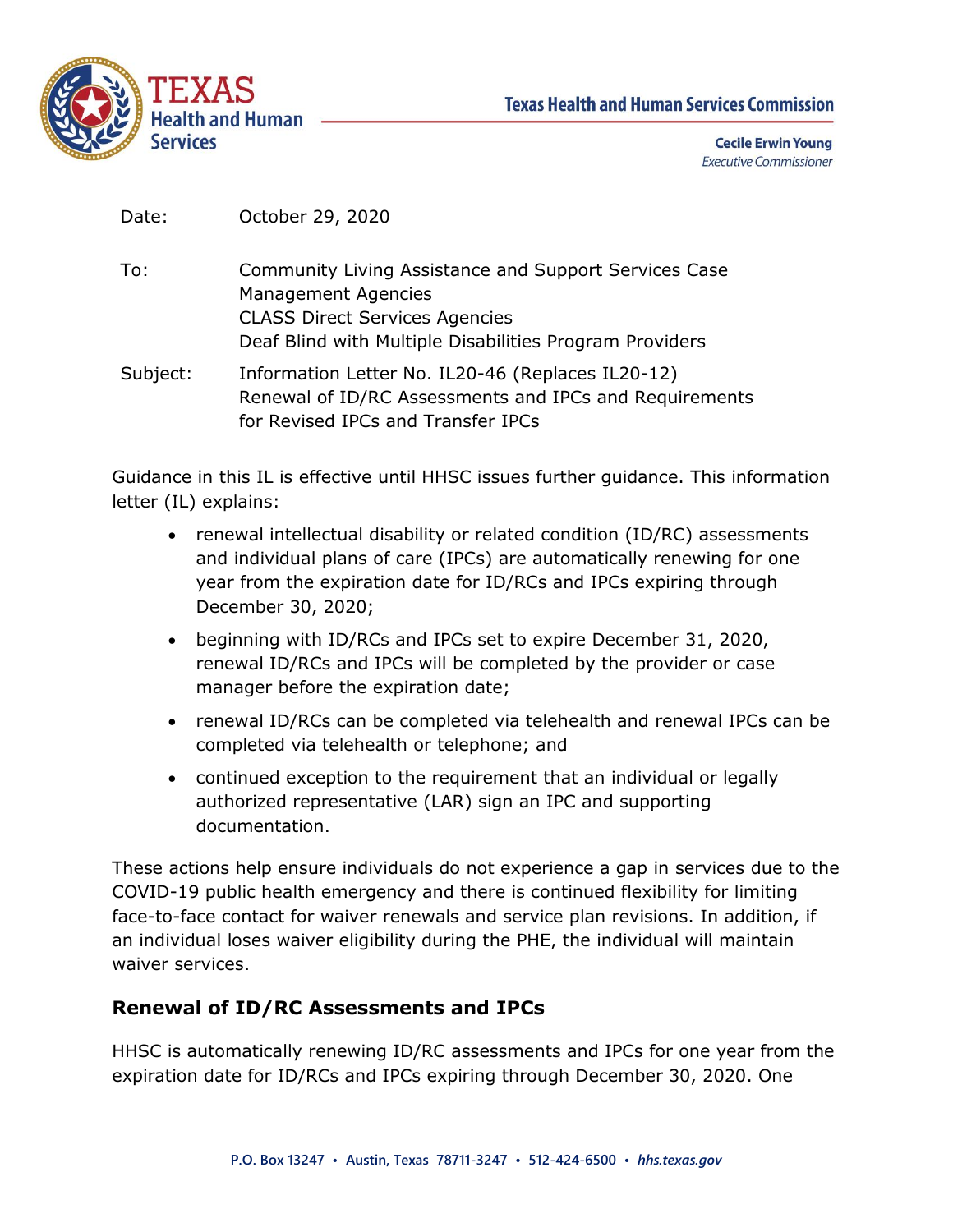Texas Health and Human Services Commission

Cecile Erwin Young
*Executive Commissioner*

Date: October 29, 2020

To: Community Living Assistance and Support Services Case Management Agencies
CLASS Direct Services Agencies
Deaf Blind with Multiple Disabilities Program Providers

Subject: Information Letter No. IL20-46 (Replaces IL20-12)
Renewal of ID/RC Assessments and IPCs and Requirements for Revised IPCs and Transfer IPCs

Guidance in this IL is effective until HHSC issues further guidance. This information letter (IL) explains:

- renewal intellectual disability or related condition (ID/RC) assessments and individual plans of care (IPCs) are automatically renewing for one year from the expiration date for ID/RCs and IPCs expiring through December 30, 2020;
- beginning with ID/RCs and IPCs set to expire December 31, 2020, renewal ID/RCs and IPCs will be completed by the provider or case manager before the expiration date;
- renewal ID/RCs can be completed via telehealth and renewal IPCs can be completed via telehealth or telephone; and
- continued exception to the requirement that an individual or legally authorized representative (LAR) sign an IPC and supporting documentation.

These actions help ensure individuals do not experience a gap in services due to the COVID-19 public health emergency and there is continued flexibility for limiting face-to-face contact for waiver renewals and service plan revisions. In addition, if an individual loses waiver eligibility during the PHE, the individual will maintain waiver services.

## Renewal of ID/RC Assessments and IPCs

HHSC is automatically renewing ID/RC assessments and IPCs for one year from the expiration date for ID/RCs and IPCs expiring through December 30, 2020. One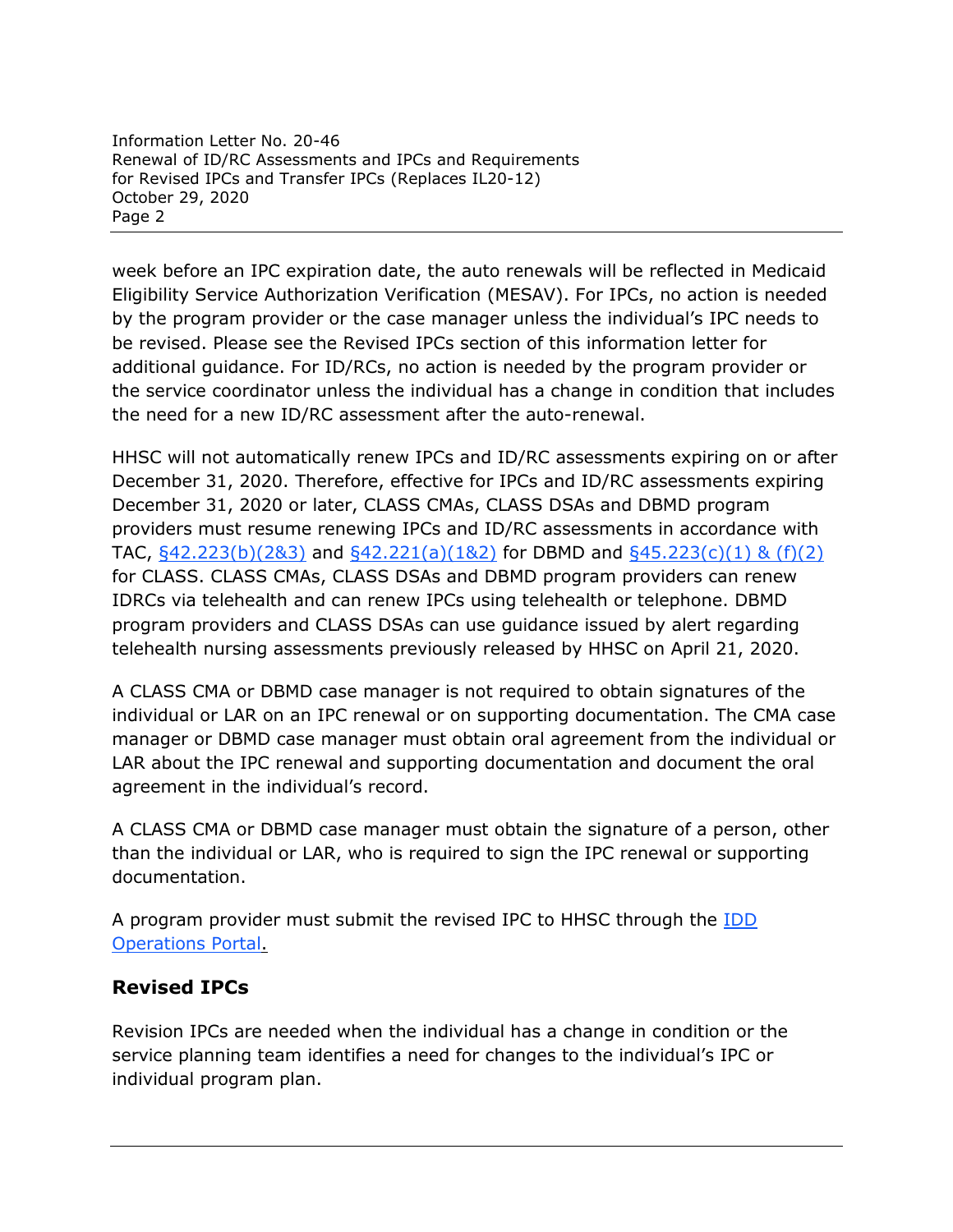week before an IPC expiration date, the auto renewals will be reflected in Medicaid Eligibility Service Authorization Verification (MESAV). For IPCs, no action is needed by the program provider or the case manager unless the individual's IPC needs to be revised. Please see the Revised IPCs section of this information letter for additional guidance. For ID/RCs, no action is needed by the program provider or the service coordinator unless the individual has a change in condition that includes the need for a new ID/RC assessment after the auto-renewal.

HHSC will not automatically renew IPCs and ID/RC assessments expiring on or after December 31, 2020. Therefore, effective for IPCs and ID/RC assessments expiring December 31, 2020 or later, CLASS CMAs, CLASS DSAs and DBMD program providers must resume renewing IPCs and ID/RC assessments in accordance with TAC, §42.223(b)(2&3) and §42.221(a)(1&2) for DBMD and §45.223(c)(1) & (f)(2) for CLASS. CLASS CMAs, CLASS DSAs and DBMD program providers can renew IDRCs via telehealth and can renew IPCs using telehealth or telephone. DBMD program providers and CLASS DSAs can use guidance issued by alert regarding telehealth nursing assessments previously released by HHSC on April 21, 2020.

A CLASS CMA or DBMD case manager is not required to obtain signatures of the individual or LAR on an IPC renewal or on supporting documentation. The CMA case manager or DBMD case manager must obtain oral agreement from the individual or LAR about the IPC renewal and supporting documentation and document the oral agreement in the individual's record.

A CLASS CMA or DBMD case manager must obtain the signature of a person, other than the individual or LAR, who is required to sign the IPC renewal or supporting documentation.

A program provider must submit the revised IPC to HHSC through the IDD Operations Portal.

## Revised IPCs

Revision IPCs are needed when the individual has a change in condition or the service planning team identifies a need for changes to the individual's IPC or individual program plan.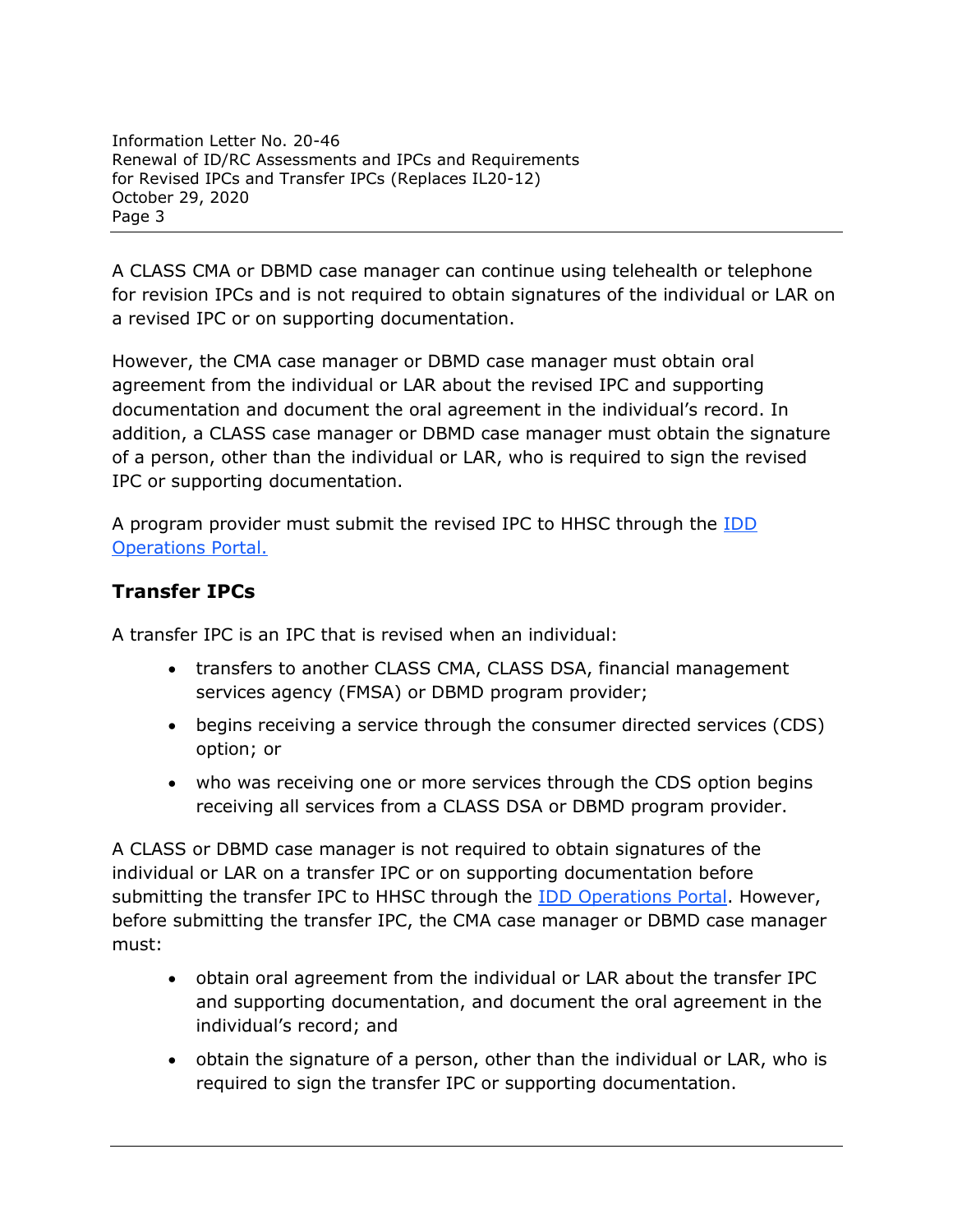A CLASS CMA or DBMD case manager can continue using telehealth or telephone for revision IPCs and is not required to obtain signatures of the individual or LAR on a revised IPC or on supporting documentation.

However, the CMA case manager or DBMD case manager must obtain oral agreement from the individual or LAR about the revised IPC and supporting documentation and document the oral agreement in the individual's record. In addition, a CLASS case manager or DBMD case manager must obtain the signature of a person, other than the individual or LAR, who is required to sign the revised IPC or supporting documentation.

A program provider must submit the revised IPC to HHSC through the [IDD Operations Portal.]

## Transfer IPCs

A transfer IPC is an IPC that is revised when an individual:

- transfers to another CLASS CMA, CLASS DSA, financial management services agency (FMSA) or DBMD program provider;
- begins receiving a service through the consumer directed services (CDS) option; or
- who was receiving one or more services through the CDS option begins receiving all services from a CLASS DSA or DBMD program provider.

A CLASS or DBMD case manager is not required to obtain signatures of the individual or LAR on a transfer IPC or on supporting documentation before submitting the transfer IPC to HHSC through the [IDD Operations Portal]. However, before submitting the transfer IPC, the CMA case manager or DBMD case manager must:

- obtain oral agreement from the individual or LAR about the transfer IPC and supporting documentation, and document the oral agreement in the individual's record; and
- obtain the signature of a person, other than the individual or LAR, who is required to sign the transfer IPC or supporting documentation.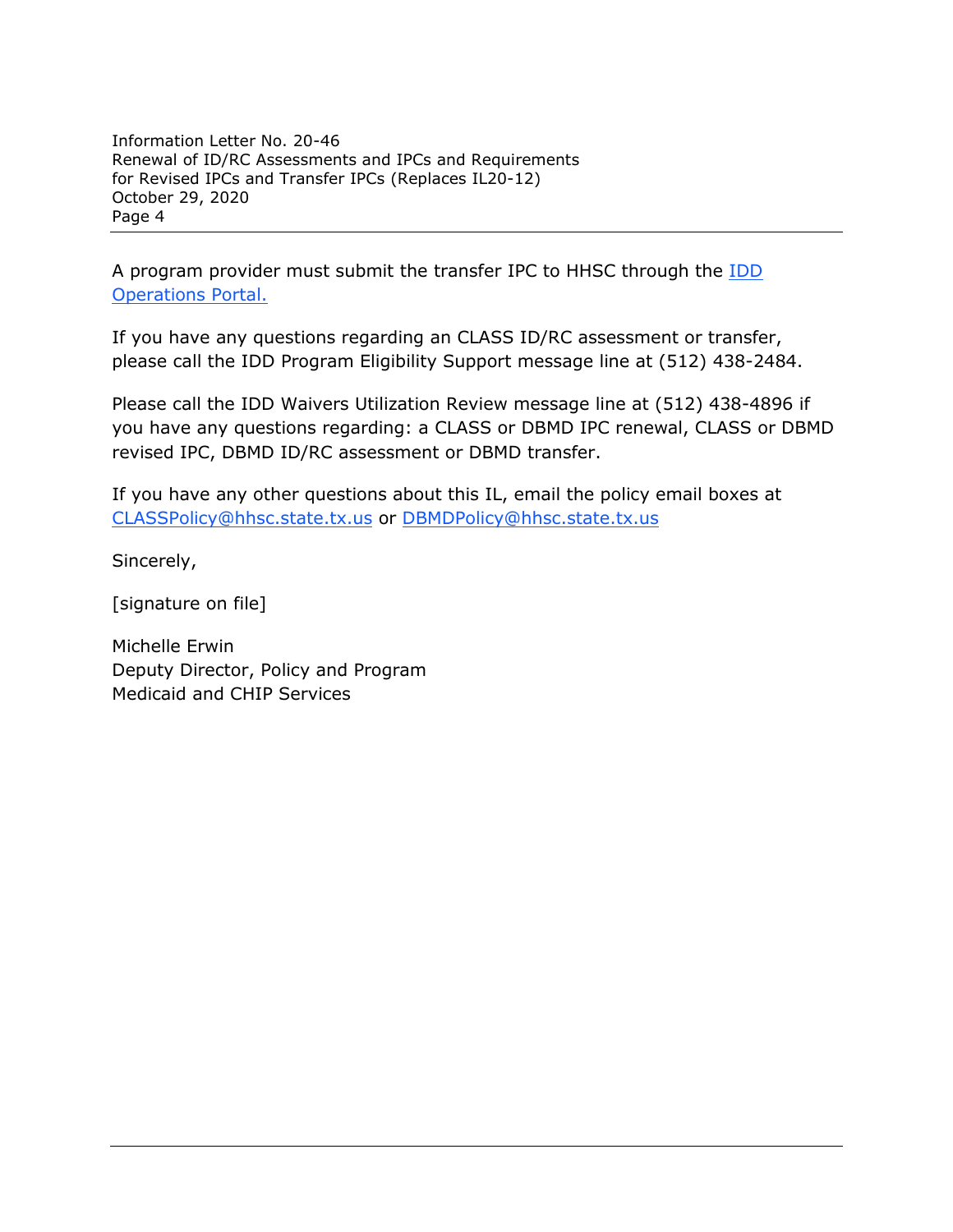A program provider must submit the transfer IPC to HHSC through the [IDD Operations Portal.]()

If you have any questions regarding an CLASS ID/RC assessment or transfer, please call the IDD Program Eligibility Support message line at (512) 438-2484.

Please call the IDD Waivers Utilization Review message line at (512) 438-4896 if you have any questions regarding: a CLASS or DBMD IPC renewal, CLASS or DBMD revised IPC, DBMD ID/RC assessment or DBMD transfer.

If you have any other questions about this IL, email the policy email boxes at [CLASSPolicy@hhsc.state.tx.us](mailto:CLASSPolicy@hhsc.state.tx.us) or [DBMDPolicy@hhsc.state.tx.us](mailto:DBMDPolicy@hhsc.state.tx.us)

Sincerely,

[signature on file]

Michelle Erwin  
Deputy Director, Policy and Program  
Medicaid and CHIP Services